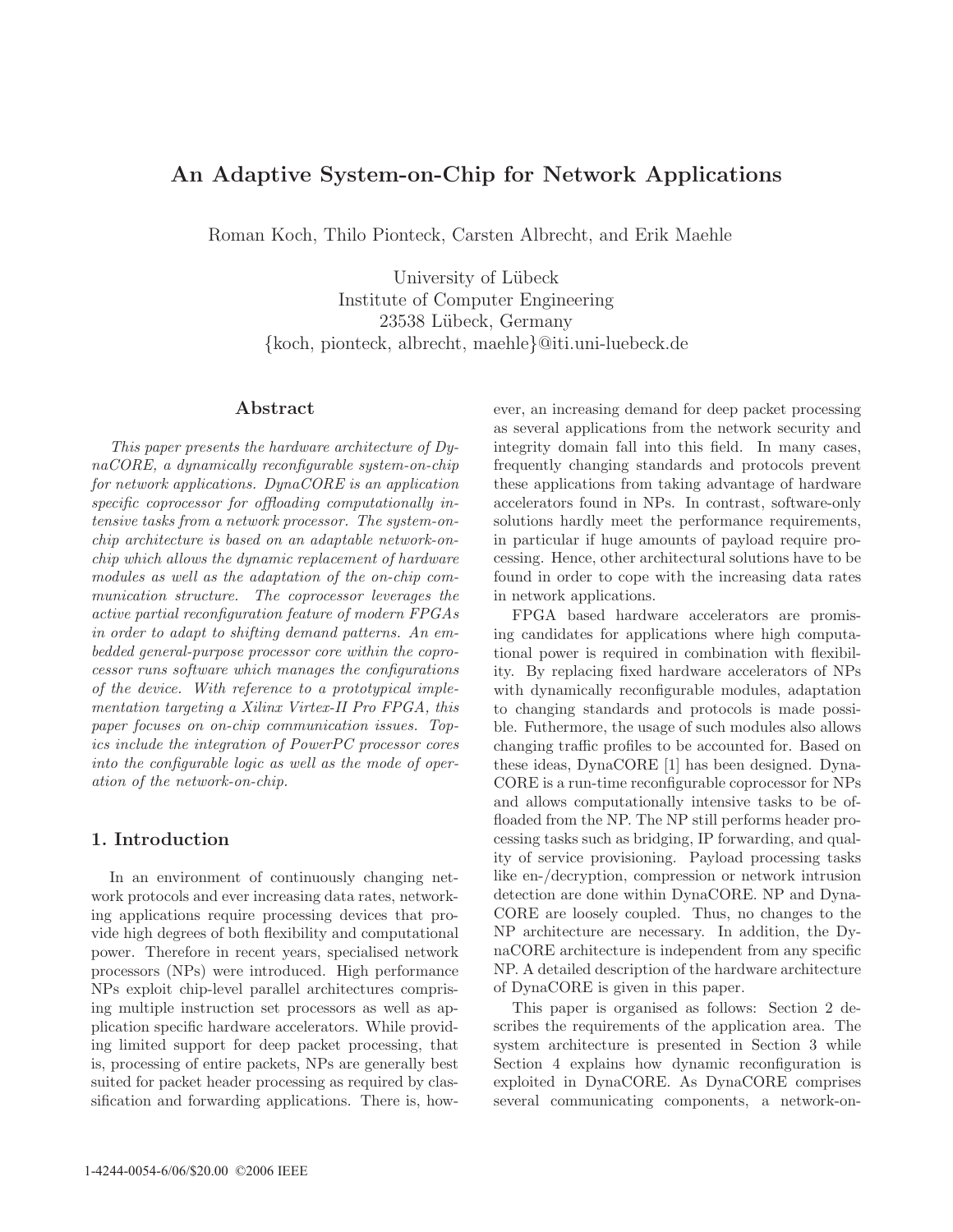// Wait — no, begin directly.

# An Adaptive System-on-Chip for Network Applications

Roman Koch, Thilo Pionteck, Carsten Albrecht, and Erik Maehle

University of Lübeck
Institute of Computer Engineering
23538 Lübeck, Germany
{koch, pionteck, albrecht, maehle}@iti.uni-luebeck.de

## Abstract

*This paper presents the hardware architecture of DynaCORE, a dynamically reconfigurable system-on-chip for network applications. DynaCORE is an application specific coprocessor for offloading computationally intensive tasks from a network processor. The system-on-chip architecture is based on an adaptable network-on-chip which allows the dynamic replacement of hardware modules as well as the adaptation of the on-chip communication structure. The coprocessor leverages the active partial reconfiguration feature of modern FPGAs in order to adapt to shifting demand patterns. An embedded general-purpose processor core within the coprocessor runs software which manages the configurations of the device. With reference to a prototypical implementation targeting a Xilinx Virtex-II Pro FPGA, this paper focuses on on-chip communication issues. Topics include the integration of PowerPC processor cores into the configurable logic as well as the mode of operation of the network-on-chip.*

## 1. Introduction

In an environment of continuously changing network protocols and ever increasing data rates, networking applications require processing devices that provide high degrees of both flexibility and computational power. Therefore in recent years, specialised network processors (NPs) were introduced. High performance NPs exploit chip-level parallel architectures comprising multiple instruction set processors as well as application specific hardware accelerators. While providing limited support for deep packet processing, that is, processing of entire packets, NPs are generally best suited for packet header processing as required by classification and forwarding applications. There is, however, an increasing demand for deep packet processing as several applications from the network security and integrity domain fall into this field. In many cases, frequently changing standards and protocols prevent these applications from taking advantage of hardware accelerators found in NPs. In contrast, software-only solutions hardly meet the performance requirements, in particular if huge amounts of payload require processing. Hence, other architectural solutions have to be found in order to cope with the increasing data rates in network applications.

FPGA based hardware accelerators are promising candidates for applications where high computational power is required in combination with flexibility. By replacing fixed hardware accelerators of NPs with dynamically reconfigurable modules, adaptation to changing standards and protocols is made possible. Futhermore, the usage of such modules also allows changing traffic profiles to be accounted for. Based on these ideas, DynaCORE [1] has been designed. DynaCORE is a run-time reconfigurable coprocessor for NPs and allows computationally intensive tasks to be offloaded from the NP. The NP still performs header processing tasks such as bridging, IP forwarding, and quality of service provisioning. Payload processing tasks like en-/decryption, compression or network intrusion detection are done within DynaCORE. NP and DynaCORE are loosely coupled. Thus, no changes to the NP architecture are necessary. In addition, the DynaCORE architecture is independent from any specific NP. A detailed description of the hardware architecture of DynaCORE is given in this paper.

This paper is organised as follows: Section 2 describes the requirements of the application area. The system architecture is presented in Section 3 while Section 4 explains how dynamic reconfiguration is exploited in DynaCORE. As DynaCORE comprises several communicating components, a network-on-

1-4244-0054-6/06/$20.00 ©2006 IEEE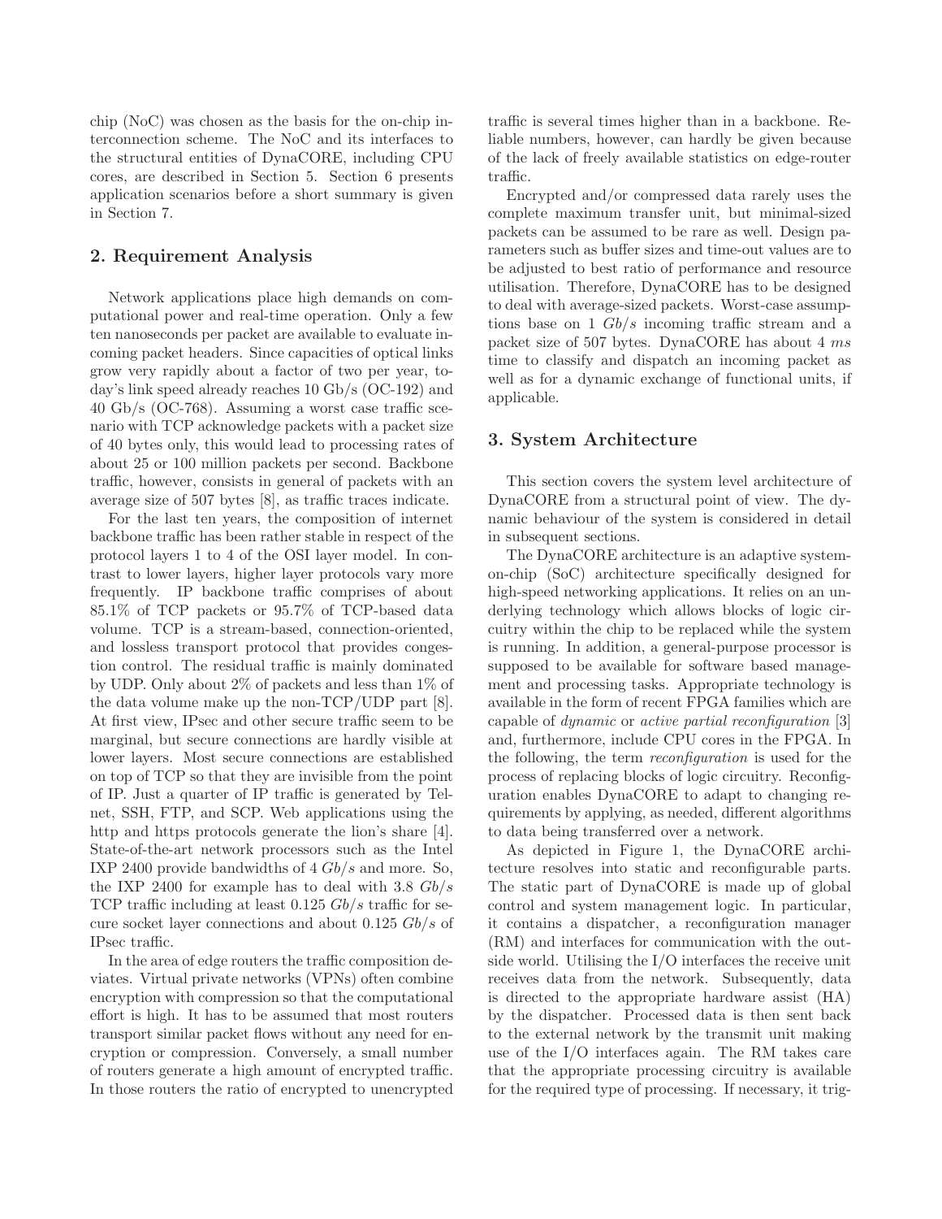chip (NoC) was chosen as the basis for the on-chip interconnection scheme. The NoC and its interfaces to the structural entities of DynaCORE, including CPU cores, are described in Section 5. Section 6 presents application scenarios before a short summary is given in Section 7.

## 2. Requirement Analysis

Network applications place high demands on computational power and real-time operation. Only a few ten nanoseconds per packet are available to evaluate incoming packet headers. Since capacities of optical links grow very rapidly about a factor of two per year, today's link speed already reaches 10 Gb/s (OC-192) and 40 Gb/s (OC-768). Assuming a worst case traffic scenario with TCP acknowledge packets with a packet size of 40 bytes only, this would lead to processing rates of about 25 or 100 million packets per second. Backbone traffic, however, consists in general of packets with an average size of 507 bytes [8], as traffic traces indicate.

For the last ten years, the composition of internet backbone traffic has been rather stable in respect of the protocol layers 1 to 4 of the OSI layer model. In contrast to lower layers, higher layer protocols vary more frequently. IP backbone traffic comprises of about 85.1% of TCP packets or 95.7% of TCP-based data volume. TCP is a stream-based, connection-oriented, and lossless transport protocol that provides congestion control. The residual traffic is mainly dominated by UDP. Only about 2% of packets and less than 1% of the data volume make up the non-TCP/UDP part [8]. At first view, IPsec and other secure traffic seem to be marginal, but secure connections are hardly visible at lower layers. Most secure connections are established on top of TCP so that they are invisible from the point of IP. Just a quarter of IP traffic is generated by Telnet, SSH, FTP, and SCP. Web applications using the http and https protocols generate the lion's share [4]. State-of-the-art network processors such as the Intel IXP 2400 provide bandwidths of 4 $Gb/s$ and more. So, the IXP 2400 for example has to deal with 3.8 $Gb/s$ TCP traffic including at least 0.125 $Gb/s$ traffic for secure socket layer connections and about 0.125 $Gb/s$ of IPsec traffic.

In the area of edge routers the traffic composition deviates. Virtual private networks (VPNs) often combine encryption with compression so that the computational effort is high. It has to be assumed that most routers transport similar packet flows without any need for encryption or compression. Conversely, a small number of routers generate a high amount of encrypted traffic. In those routers the ratio of encrypted to unencrypted traffic is several times higher than in a backbone. Reliable numbers, however, can hardly be given because of the lack of freely available statistics on edge-router traffic.

Encrypted and/or compressed data rarely uses the complete maximum transfer unit, but minimal-sized packets can be assumed to be rare as well. Design parameters such as buffer sizes and time-out values are to be adjusted to best ratio of performance and resource utilisation. Therefore, DynaCORE has to be designed to deal with average-sized packets. Worst-case assumptions base on 1 $Gb/s$ incoming traffic stream and a packet size of 507 bytes. DynaCORE has about 4 $ms$ time to classify and dispatch an incoming packet as well as for a dynamic exchange of functional units, if applicable.

## 3. System Architecture

This section covers the system level architecture of DynaCORE from a structural point of view. The dynamic behaviour of the system is considered in detail in subsequent sections.

The DynaCORE architecture is an adaptive system-on-chip (SoC) architecture specifically designed for high-speed networking applications. It relies on an underlying technology which allows blocks of logic circuitry within the chip to be replaced while the system is running. In addition, a general-purpose processor is supposed to be available for software based management and processing tasks. Appropriate technology is available in the form of recent FPGA families which are capable of *dynamic* or *active partial reconfiguration* [3] and, furthermore, include CPU cores in the FPGA. In the following, the term *reconfiguration* is used for the process of replacing blocks of logic circuitry. Reconfiguration enables DynaCORE to adapt to changing requirements by applying, as needed, different algorithms to data being transferred over a network.

As depicted in Figure 1, the DynaCORE architecture resolves into static and reconfigurable parts. The static part of DynaCORE is made up of global control and system management logic. In particular, it contains a dispatcher, a reconfiguration manager (RM) and interfaces for communication with the outside world. Utilising the I/O interfaces the receive unit receives data from the network. Subsequently, data is directed to the appropriate hardware assist (HA) by the dispatcher. Processed data is then sent back to the external network by the transmit unit making use of the I/O interfaces again. The RM takes care that the appropriate processing circuitry is available for the required type of processing. If necessary, it trig-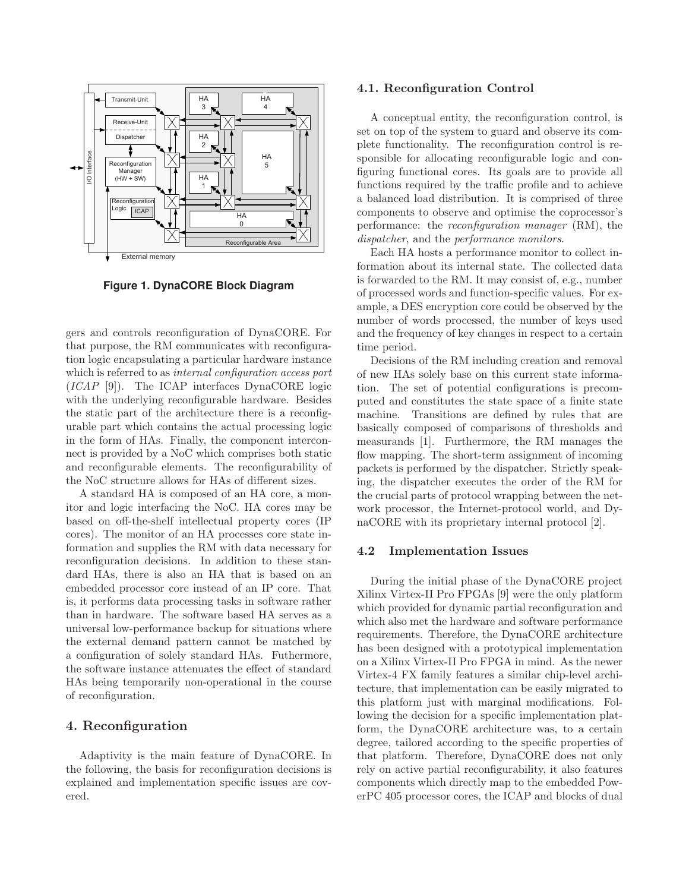Transmit-Unit

Receive-Unit

Dispatcher

Reconfiguration Manager (HW + SW)

Reconfiguration Logic ICAP

I/O Interface

HA 3

HA 4

HA 2

HA 5

HA 1

HA 0

Reconfigurable Area

External memory

**Figure 1. DynaCORE Block Diagram**

gers and controls reconfiguration of DynaCORE. For that purpose, the RM communicates with reconfiguration logic encapsulating a particular hardware instance which is referred to as *internal configuration access port* (*ICAP* [9]). The ICAP interfaces DynaCORE logic with the underlying reconfigurable hardware. Besides the static part of the architecture there is a reconfigurable part which contains the actual processing logic in the form of HAs. Finally, the component interconnect is provided by a NoC which comprises both static and reconfigurable elements. The reconfigurability of the NoC structure allows for HAs of different sizes.

A standard HA is composed of an HA core, a monitor and logic interfacing the NoC. HA cores may be based on off-the-shelf intellectual property cores (IP cores). The monitor of an HA processes core state information and supplies the RM with data necessary for reconfiguration decisions. In addition to these standard HAs, there is also an HA that is based on an embedded processor core instead of an IP core. That is, it performs data processing tasks in software rather than in hardware. The software based HA serves as a universal low-performance backup for situations where the external demand pattern cannot be matched by a configuration of solely standard HAs. Futhermore, the software instance attenuates the effect of standard HAs being temporarily non-operational in the course of reconfiguration.

## 4. Reconfiguration

Adaptivity is the main feature of DynaCORE. In the following, the basis for reconfiguration decisions is explained and implementation specific issues are covered.

### 4.1. Reconfiguration Control

A conceptual entity, the reconfiguration control, is set on top of the system to guard and observe its complete functionality. The reconfiguration control is responsible for allocating reconfigurable logic and configuring functional cores. Its goals are to provide all functions required by the traffic profile and to achieve a balanced load distribution. It is comprised of three components to observe and optimise the coprocessor's performance: the *reconfiguration manager* (RM), the *dispatcher*, and the *performance monitors*.

Each HA hosts a performance monitor to collect information about its internal state. The collected data is forwarded to the RM. It may consist of, e.g., number of processed words and function-specific values. For example, a DES encryption core could be observed by the number of words processed, the number of keys used and the frequency of key changes in respect to a certain time period.

Decisions of the RM including creation and removal of new HAs solely base on this current state information. The set of potential configurations is precomputed and constitutes the state space of a finite state machine. Transitions are defined by rules that are basically composed of comparisons of thresholds and measurands [1]. Furthermore, the RM manages the flow mapping. The short-term assignment of incoming packets is performed by the dispatcher. Strictly speaking, the dispatcher executes the order of the RM for the crucial parts of protocol wrapping between the network processor, the Internet-protocol world, and DynaCORE with its proprietary internal protocol [2].

### 4.2 Implementation Issues

During the initial phase of the DynaCORE project Xilinx Virtex-II Pro FPGAs [9] were the only platform which provided for dynamic partial reconfiguration and which also met the hardware and software performance requirements. Therefore, the DynaCORE architecture has been designed with a prototypical implementation on a Xilinx Virtex-II Pro FPGA in mind. As the newer Virtex-4 FX family features a similar chip-level architecture, that implementation can be easily migrated to this platform just with marginal modifications. Following the decision for a specific implementation platform, the DynaCORE architecture was, to a certain degree, tailored according to the specific properties of that platform. Therefore, DynaCORE does not only rely on active partial reconfigurability, it also features components which directly map to the embedded PowerPC 405 processor cores, the ICAP and blocks of dual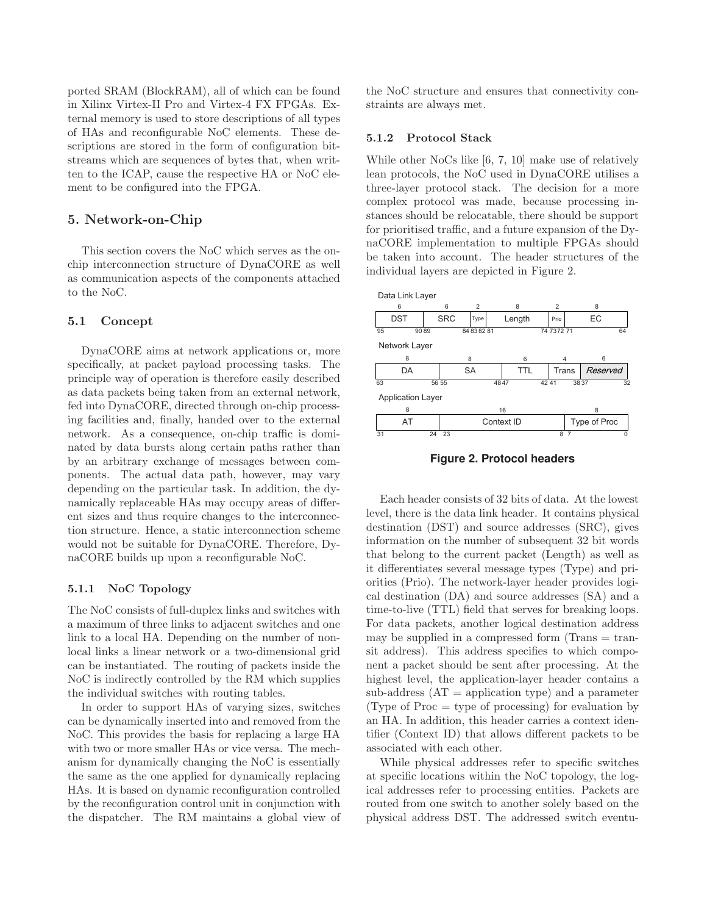ported SRAM (BlockRAM), all of which can be found in Xilinx Virtex-II Pro and Virtex-4 FX FPGAs. External memory is used to store descriptions of all types of HAs and reconfigurable NoC elements. These descriptions are stored in the form of configuration bitstreams which are sequences of bytes that, when written to the ICAP, cause the respective HA or NoC element to be configured into the FPGA.

## 5. Network-on-Chip

This section covers the NoC which serves as the on-chip interconnection structure of DynaCORE as well as communication aspects of the components attached to the NoC.

### 5.1 Concept

DynaCORE aims at network applications or, more specifically, at packet payload processing tasks. The principle way of operation is therefore easily described as data packets being taken from an external network, fed into DynaCORE, directed through on-chip processing facilities and, finally, handed over to the external network. As a consequence, on-chip traffic is dominated by data bursts along certain paths rather than by an arbitrary exchange of messages between components. The actual data path, however, may vary depending on the particular task. In addition, the dynamically replaceable HAs may occupy areas of different sizes and thus require changes to the interconnection structure. Hence, a static interconnection scheme would not be suitable for DynaCORE. Therefore, DynaCORE builds up upon a reconfigurable NoC.

#### 5.1.1 NoC Topology

The NoC consists of full-duplex links and switches with a maximum of three links to adjacent switches and one link to a local HA. Depending on the number of non-local links a linear network or a two-dimensional grid can be instantiated. The routing of packets inside the NoC is indirectly controlled by the RM which supplies the individual switches with routing tables.

In order to support HAs of varying sizes, switches can be dynamically inserted into and removed from the NoC. This provides the basis for replacing a large HA with two or more smaller HAs or vice versa. The mechanism for dynamically changing the NoC is essentially the same as the one applied for dynamically replacing HAs. It is based on dynamic reconfiguration controlled by the reconfiguration control unit in conjunction with the dispatcher. The RM maintains a global view of the NoC structure and ensures that connectivity constraints are always met.

#### 5.1.2 Protocol Stack

While other NoCs like [6, 7, 10] make use of relatively lean protocols, the NoC used in DynaCORE utilises a three-layer protocol stack. The decision for a more complex protocol was made, because processing instances should be relocatable, there should be support for prioritised traffic, and a future expansion of the DynaCORE implementation to multiple FPGAs should be taken into account. The header structures of the individual layers are depicted in Figure 2.

Data Link Layer

| DST | SRC | Type | Length | Prio | EC |
|---|---|---|---|---|---|
| 6 | 6 | 2 | 8 | 2 | 8 |
| 95–90 | 89–84 | 83–82 | 81–74 | 73–72 | 71–64 |

Network Layer

| DA | SA | TTL | Trans | *Reserved* |
|---|---|---|---|---|
| 8 | 8 | 6 | 4 | 6 |
| 63–56 | 55–48 | 47–42 | 41–38 | 37–32 |

Application Layer

| AT | Context ID | Type of Proc |
|---|---|---|
| 8 | 16 | 8 |
| 31–24 | 23–8 | 7–0 |

**Figure 2. Protocol headers**

Each header consists of 32 bits of data. At the lowest level, there is the data link header. It contains physical destination (DST) and source addresses (SRC), gives information on the number of subsequent 32 bit words that belong to the current packet (Length) as well as it differentiates several message types (Type) and priorities (Prio). The network-layer header provides logical destination (DA) and source addresses (SA) and a time-to-live (TTL) field that serves for breaking loops. For data packets, another logical destination address may be supplied in a compressed form (Trans = transit address). This address specifies to which component a packet should be sent after processing. At the highest level, the application-layer header contains a sub-address (AT = application type) and a parameter (Type of Proc = type of processing) for evaluation by an HA. In addition, this header carries a context identifier (Context ID) that allows different packets to be associated with each other.

While physical addresses refer to specific switches at specific locations within the NoC topology, the logical addresses refer to processing entities. Packets are routed from one switch to another solely based on the physical address DST. The addressed switch eventu-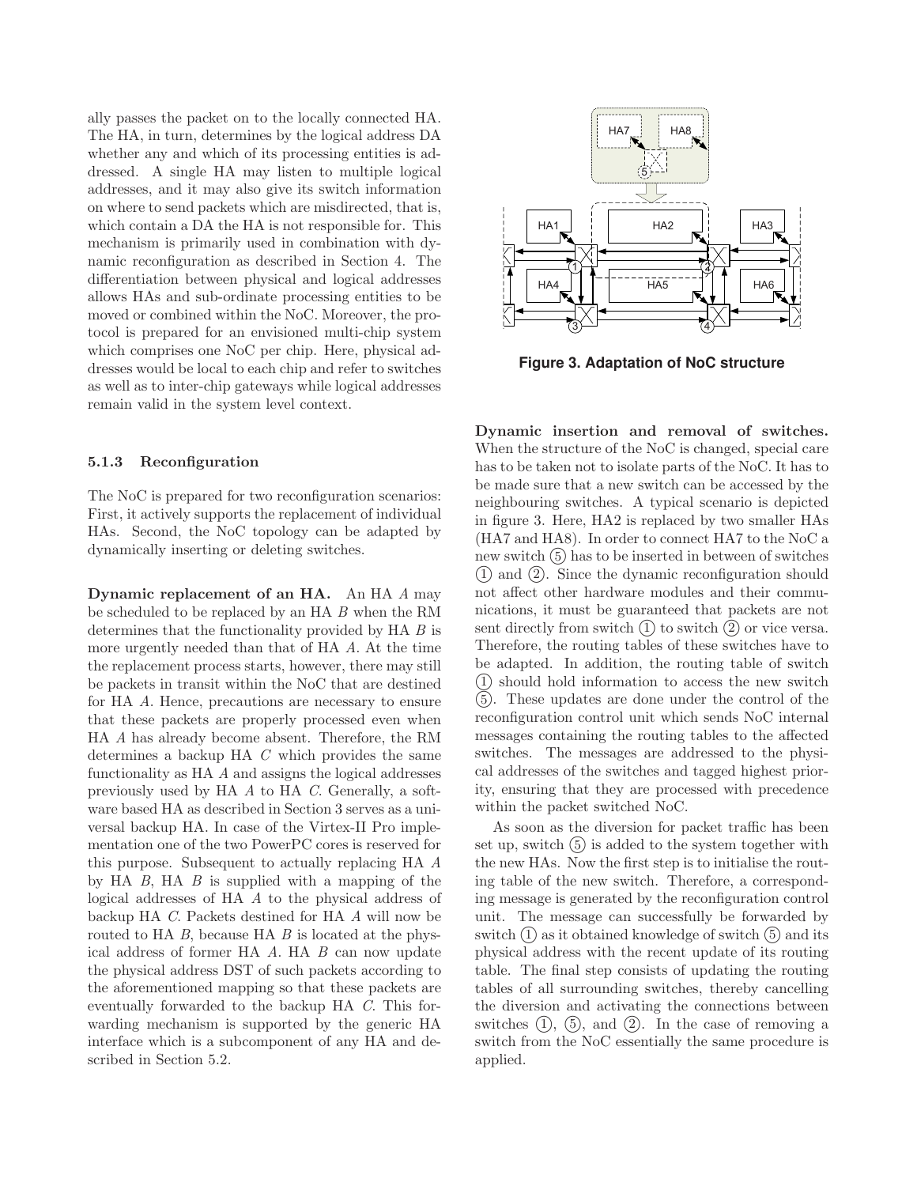ally passes the packet on to the locally connected HA. The HA, in turn, determines by the logical address DA whether any and which of its processing entities is addressed. A single HA may listen to multiple logical addresses, and it may also give its switch information on where to send packets which are misdirected, that is, which contain a DA the HA is not responsible for. This mechanism is primarily used in combination with dynamic reconfiguration as described in Section 4. The differentiation between physical and logical addresses allows HAs and sub-ordinate processing entities to be moved or combined within the NoC. Moreover, the protocol is prepared for an envisioned multi-chip system which comprises one NoC per chip. Here, physical addresses would be local to each chip and refer to switches as well as to inter-chip gateways while logical addresses remain valid in the system level context.

#### 5.1.3 Reconfiguration

The NoC is prepared for two reconfiguration scenarios: First, it actively supports the replacement of individual HAs. Second, the NoC topology can be adapted by dynamically inserting or deleting switches.

**Dynamic replacement of an HA.** An HA *A* may be scheduled to be replaced by an HA *B* when the RM determines that the functionality provided by HA *B* is more urgently needed than that of HA *A*. At the time the replacement process starts, however, there may still be packets in transit within the NoC that are destined for HA *A*. Hence, precautions are necessary to ensure that these packets are properly processed even when HA *A* has already become absent. Therefore, the RM determines a backup HA *C* which provides the same functionality as HA *A* and assigns the logical addresses previously used by HA *A* to HA *C*. Generally, a software based HA as described in Section 3 serves as a universal backup HA. In case of the Virtex-II Pro implementation one of the two PowerPC cores is reserved for this purpose. Subsequent to actually replacing HA *A* by HA *B*, HA *B* is supplied with a mapping of the logical addresses of HA *A* to the physical address of backup HA *C*. Packets destined for HA *A* will now be routed to HA *B*, because HA *B* is located at the physical address of former HA *A*. HA *B* can now update the physical address DST of such packets according to the aforementioned mapping so that these packets are eventually forwarded to the backup HA *C*. This forwarding mechanism is supported by the generic HA interface which is a subcomponent of any HA and described in Section 5.2.

**Figure 3. Adaptation of NoC structure**

**Dynamic insertion and removal of switches.** When the structure of the NoC is changed, special care has to be taken not to isolate parts of the NoC. It has to be made sure that a new switch can be accessed by the neighbouring switches. A typical scenario is depicted in figure 3. Here, HA2 is replaced by two smaller HAs (HA7 and HA8). In order to connect HA7 to the NoC a new switch (5) has to be inserted in between of switches (1) and (2). Since the dynamic reconfiguration should not affect other hardware modules and their communications, it must be guaranteed that packets are not sent directly from switch (1) to switch (2) or vice versa. Therefore, the routing tables of these switches have to be adapted. In addition, the routing table of switch (1) should hold information to access the new switch (5). These updates are done under the control of the reconfiguration control unit which sends NoC internal messages containing the routing tables to the affected switches. The messages are addressed to the physical addresses of the switches and tagged highest priority, ensuring that they are processed with precedence within the packet switched NoC.

As soon as the diversion for packet traffic has been set up, switch (5) is added to the system together with the new HAs. Now the first step is to initialise the routing table of the new switch. Therefore, a corresponding message is generated by the reconfiguration control unit. The message can successfully be forwarded by switch (1) as it obtained knowledge of switch (5) and its physical address with the recent update of its routing table. The final step consists of updating the routing tables of all surrounding switches, thereby cancelling the diversion and activating the connections between switches (1), (5), and (2). In the case of removing a switch from the NoC essentially the same procedure is applied.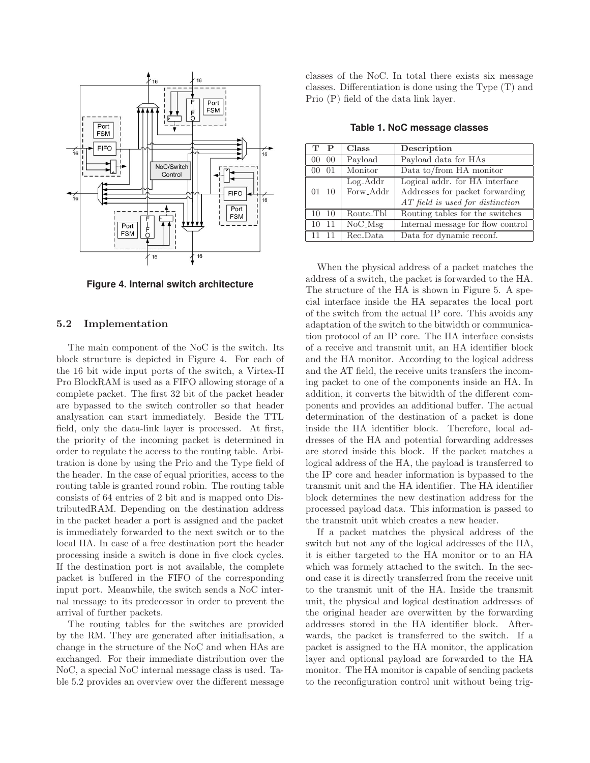Figure 4. Internal switch architecture

### 5.2 Implementation

The main component of the NoC is the switch. Its block structure is depicted in Figure 4. For each of the 16 bit wide input ports of the switch, a Virtex-II Pro BlockRAM is used as a FIFO allowing storage of a complete packet. The first 32 bit of the packet header are bypassed to the switch controller so that header analysation can start immediately. Beside the TTL field, only the data-link layer is processed. At first, the priority of the incoming packet is determined in order to regulate the access to the routing table. Arbitration is done by using the Prio and the Type field of the header. In the case of equal priorities, access to the routing table is granted round robin. The routing table consists of 64 entries of 2 bit and is mapped onto DistributedRAM. Depending on the destination address in the packet header a port is assigned and the packet is immediately forwarded to the next switch or to the local HA. In case of a free destination port the header processing inside a switch is done in five clock cycles. If the destination port is not available, the complete packet is buffered in the FIFO of the corresponding input port. Meanwhile, the switch sends a NoC internal message to its predecessor in order to prevent the arrival of further packets.

The routing tables for the switches are provided by the RM. They are generated after initialisation, a change in the structure of the NoC and when HAs are exchanged. For their immediate distribution over the NoC, a special NoC internal message class is used. Table 5.2 provides an overview over the different message classes of the NoC. In total there exists six message classes. Differentiation is done using the Type (T) and Prio (P) field of the data link layer.

**Table 1. NoC message classes**

| T P | Class | Description |
|---|---|---|
| 00 00 | Payload | Payload data for HAs |
| 00 01 | Monitor | Data to/from HA monitor |
| 01 10 | Log_Addr<br>Forw_Addr | Logical addr. for HA interface<br>Addresses for packet forwarding<br>*AT field is used for distinction* |
| 10 10 | Route_Tbl | Routing tables for the switches |
| 10 11 | NoC_Msg | Internal message for flow control |
| 11 11 | Rec_Data | Data for dynamic reconf. |

When the physical address of a packet matches the address of a switch, the packet is forwarded to the HA. The structure of the HA is shown in Figure 5. A special interface inside the HA separates the local port of the switch from the actual IP core. This avoids any adaptation of the switch to the bitwidth or communication protocol of an IP core. The HA interface consists of a receive and transmit unit, an HA identifier block and the HA monitor. According to the logical address and the AT field, the receive units transfers the incoming packet to one of the components inside an HA. In addition, it converts the bitwidth of the different components and provides an additional buffer. The actual determination of the destination of a packet is done inside the HA identifier block. Therefore, local addresses of the HA and potential forwarding addresses are stored inside this block. If the packet matches a logical address of the HA, the payload is transferred to the IP core and header information is bypassed to the transmit unit and the HA identifier. The HA identifier block determines the new destination address for the processed payload data. This information is passed to the transmit unit which creates a new header.

If a packet matches the physical address of the switch but not any of the logical addresses of the HA, it is either targeted to the HA monitor or to an HA which was formely attached to the switch. In the second case it is directly transferred from the receive unit to the transmit unit of the HA. Inside the transmit unit, the physical and logical destination addresses of the original header are overwritten by the forwarding addresses stored in the HA identifier block. Afterwards, the packet is transferred to the switch. If a packet is assigned to the HA monitor, the application layer and optional payload are forwarded to the HA monitor. The HA monitor is capable of sending packets to the reconfiguration control unit without being trig-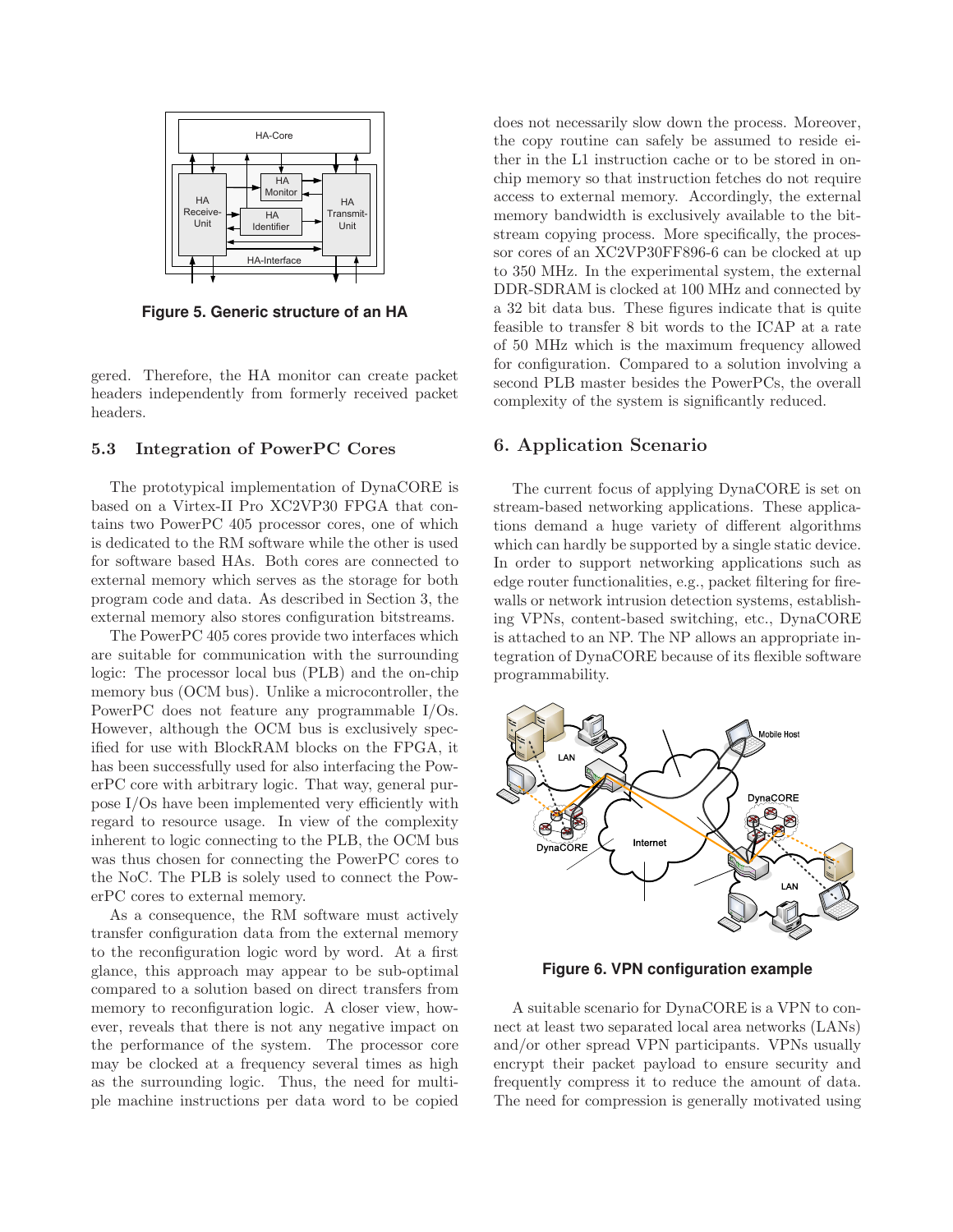Figure 5. Generic structure of an HA

gered. Therefore, the HA monitor can create packet headers independently from formerly received packet headers.

### 5.3 Integration of PowerPC Cores

The prototypical implementation of DynaCORE is based on a Virtex-II Pro XC2VP30 FPGA that contains two PowerPC 405 processor cores, one of which is dedicated to the RM software while the other is used for software based HAs. Both cores are connected to external memory which serves as the storage for both program code and data. As described in Section 3, the external memory also stores configuration bitstreams.

The PowerPC 405 cores provide two interfaces which are suitable for communication with the surrounding logic: The processor local bus (PLB) and the on-chip memory bus (OCM bus). Unlike a microcontroller, the PowerPC does not feature any programmable I/Os. However, although the OCM bus is exclusively specified for use with BlockRAM blocks on the FPGA, it has been successfully used for also interfacing the PowerPC core with arbitrary logic. That way, general purpose I/Os have been implemented very efficiently with regard to resource usage. In view of the complexity inherent to logic connecting to the PLB, the OCM bus was thus chosen for connecting the PowerPC cores to the NoC. The PLB is solely used to connect the PowerPC cores to external memory.

As a consequence, the RM software must actively transfer configuration data from the external memory to the reconfiguration logic word by word. At a first glance, this approach may appear to be sub-optimal compared to a solution based on direct transfers from memory to reconfiguration logic. A closer view, however, reveals that there is not any negative impact on the performance of the system. The processor core may be clocked at a frequency several times as high as the surrounding logic. Thus, the need for multiple machine instructions per data word to be copied does not necessarily slow down the process. Moreover, the copy routine can safely be assumed to reside either in the L1 instruction cache or to be stored in on-chip memory so that instruction fetches do not require access to external memory. Accordingly, the external memory bandwidth is exclusively available to the bitstream copying process. More specifically, the processor cores of an XC2VP30FF896-6 can be clocked at up to 350 MHz. In the experimental system, the external DDR-SDRAM is clocked at 100 MHz and connected by a 32 bit data bus. These figures indicate that is quite feasible to transfer 8 bit words to the ICAP at a rate of 50 MHz which is the maximum frequency allowed for configuration. Compared to a solution involving a second PLB master besides the PowerPCs, the overall complexity of the system is significantly reduced.

## 6. Application Scenario

The current focus of applying DynaCORE is set on stream-based networking applications. These applications demand a huge variety of different algorithms which can hardly be supported by a single static device. In order to support networking applications such as edge router functionalities, e.g., packet filtering for firewalls or network intrusion detection systems, establishing VPNs, content-based switching, etc., DynaCORE is attached to an NP. The NP allows an appropriate integration of DynaCORE because of its flexible software programmability.

Figure 6. VPN configuration example

A suitable scenario for DynaCORE is a VPN to connect at least two separated local area networks (LANs) and/or other spread VPN participants. VPNs usually encrypt their packet payload to ensure security and frequently compress it to reduce the amount of data. The need for compression is generally motivated using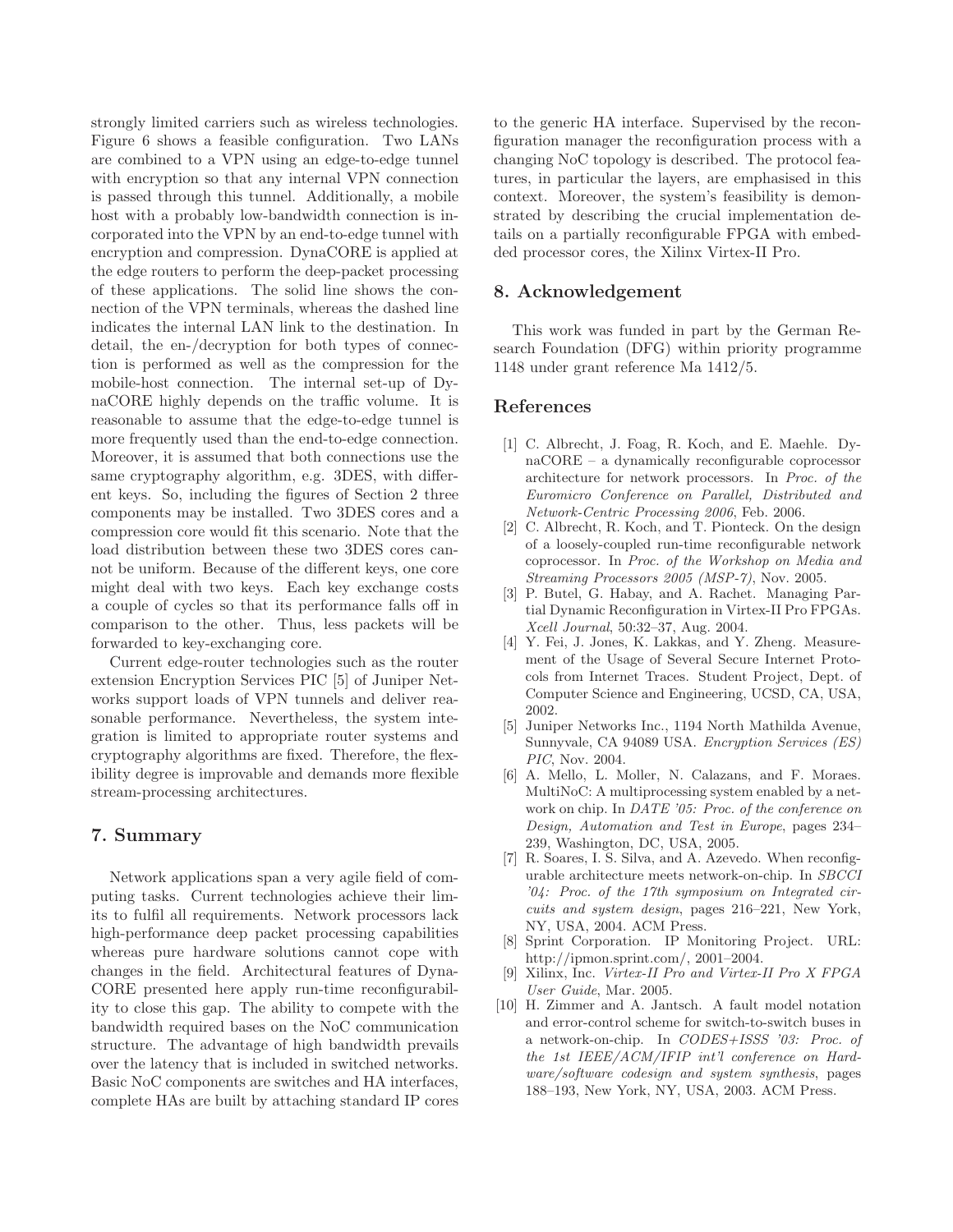strongly limited carriers such as wireless technologies. Figure 6 shows a feasible configuration. Two LANs are combined to a VPN using an edge-to-edge tunnel with encryption so that any internal VPN connection is passed through this tunnel. Additionally, a mobile host with a probably low-bandwidth connection is incorporated into the VPN by an end-to-edge tunnel with encryption and compression. DynaCORE is applied at the edge routers to perform the deep-packet processing of these applications. The solid line shows the connection of the VPN terminals, whereas the dashed line indicates the internal LAN link to the destination. In detail, the en-/decryption for both types of connection is performed as well as the compression for the mobile-host connection. The internal set-up of DynaCORE highly depends on the traffic volume. It is reasonable to assume that the edge-to-edge tunnel is more frequently used than the end-to-edge connection. Moreover, it is assumed that both connections use the same cryptography algorithm, e.g. 3DES, with different keys. So, including the figures of Section 2 three components may be installed. Two 3DES cores and a compression core would fit this scenario. Note that the load distribution between these two 3DES cores cannot be uniform. Because of the different keys, one core might deal with two keys. Each key exchange costs a couple of cycles so that its performance falls off in comparison to the other. Thus, less packets will be forwarded to key-exchanging core.

Current edge-router technologies such as the router extension Encryption Services PIC [5] of Juniper Networks support loads of VPN tunnels and deliver reasonable performance. Nevertheless, the system integration is limited to appropriate router systems and cryptography algorithms are fixed. Therefore, the flexibility degree is improvable and demands more flexible stream-processing architectures.

## 7. Summary

Network applications span a very agile field of computing tasks. Current technologies achieve their limits to fulfil all requirements. Network processors lack high-performance deep packet processing capabilities whereas pure hardware solutions cannot cope with changes in the field. Architectural features of DynaCORE presented here apply run-time reconfigurability to close this gap. The ability to compete with the bandwidth required bases on the NoC communication structure. The advantage of high bandwidth prevails over the latency that is included in switched networks. Basic NoC components are switches and HA interfaces, complete HAs are built by attaching standard IP cores to the generic HA interface. Supervised by the reconfiguration manager the reconfiguration process with a changing NoC topology is described. The protocol features, in particular the layers, are emphasised in this context. Moreover, the system's feasibility is demonstrated by describing the crucial implementation details on a partially reconfigurable FPGA with embedded processor cores, the Xilinx Virtex-II Pro.

## 8. Acknowledgement

This work was funded in part by the German Research Foundation (DFG) within priority programme 1148 under grant reference Ma 1412/5.

## References

[1] C. Albrecht, J. Foag, R. Koch, and E. Maehle. DynaCORE – a dynamically reconfigurable coprocessor architecture for network processors. In *Proc. of the Euromicro Conference on Parallel, Distributed and Network-Centric Processing 2006*, Feb. 2006.

[2] C. Albrecht, R. Koch, and T. Pionteck. On the design of a loosely-coupled run-time reconfigurable network coprocessor. In *Proc. of the Workshop on Media and Streaming Processors 2005 (MSP-7)*, Nov. 2005.

[3] P. Butel, G. Habay, and A. Rachet. Managing Partial Dynamic Reconfiguration in Virtex-II Pro FPGAs. *Xcell Journal*, 50:32–37, Aug. 2004.

[4] Y. Fei, J. Jones, K. Lakkas, and Y. Zheng. Measurement of the Usage of Several Secure Internet Protocols from Internet Traces. Student Project, Dept. of Computer Science and Engineering, UCSD, CA, USA, 2002.

[5] Juniper Networks Inc., 1194 North Mathilda Avenue, Sunnyvale, CA 94089 USA. *Encryption Services (ES) PIC*, Nov. 2004.

[6] A. Mello, L. Moller, N. Calazans, and F. Moraes. MultiNoC: A multiprocessing system enabled by a network on chip. In *DATE '05: Proc. of the conference on Design, Automation and Test in Europe*, pages 234–239, Washington, DC, USA, 2005.

[7] R. Soares, I. S. Silva, and A. Azevedo. When reconfigurable architecture meets network-on-chip. In *SBCCI '04: Proc. of the 17th symposium on Integrated circuits and system design*, pages 216–221, New York, NY, USA, 2004. ACM Press.

[8] Sprint Corporation. IP Monitoring Project. URL: http://ipmon.sprint.com/, 2001–2004.

[9] Xilinx, Inc. *Virtex-II Pro and Virtex-II Pro X FPGA User Guide*, Mar. 2005.

[10] H. Zimmer and A. Jantsch. A fault model notation and error-control scheme for switch-to-switch buses in a network-on-chip. In *CODES+ISSS '03: Proc. of the 1st IEEE/ACM/IFIP int'l conference on Hardware/software codesign and system synthesis*, pages 188–193, New York, NY, USA, 2003. ACM Press.